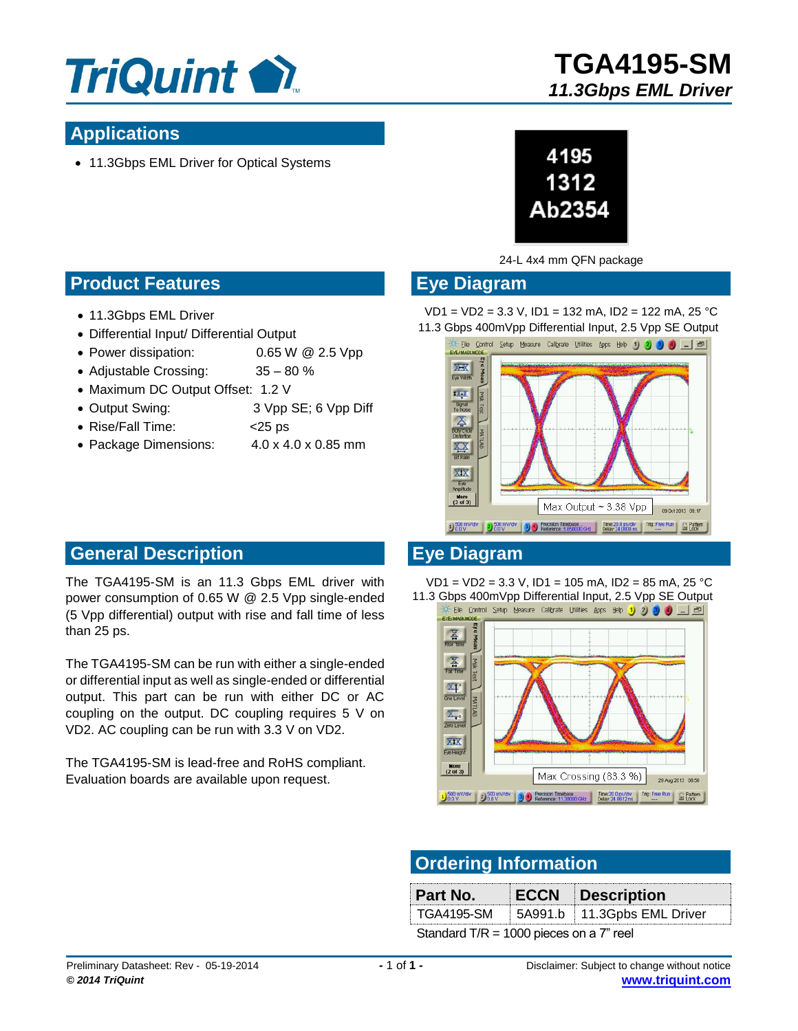# TGA4195-SM

*11.3Gbps EML Driver*

## Applications

- 11.3Gbps EML Driver for Optical Systems

24-L 4x4 mm QFN package

## Product Features

- 11.3Gbps EML Driver
- Differential Input/ Differential Output
- Power dissipation: 0.65 W @ 2.5 Vpp
- Adjustable Crossing: 35 – 80 %
- Maximum DC Output Offset: 1.2 V
- Output Swing: 3 Vpp SE; 6 Vpp Diff
- Rise/Fall Time: <25 ps
- Package Dimensions: 4.0 x 4.0 x 0.85 mm

## General Description

The TGA4195-SM is an 11.3 Gbps EML driver with power consumption of 0.65 W @ 2.5 Vpp single-ended (5 Vpp differential) output with rise and fall time of less than 25 ps.

The TGA4195-SM can be run with either a single-ended or differential input as well as single-ended or differential output. This part can be run with either DC or AC coupling on the output. DC coupling requires 5 V on VD2. AC coupling can be run with 3.3 V on VD2.

The TGA4195-SM is lead-free and RoHS compliant. Evaluation boards are available upon request.

## Eye Diagram

VD1 = VD2 = 3.3 V, ID1 = 132 mA, ID2 = 122 mA, 25 °C
11.3 Gbps 400mVpp Differential Input, 2.5 Vpp SE Output

Max Output ~ 3.38 Vpp

## Eye Diagram

VD1 = VD2 = 3.3 V, ID1 = 105 mA, ID2 = 85 mA, 25 °C
11.3 Gbps 400mVpp Differential Input, 2.5 Vpp SE Output

Max Crossing (83.3 %)

## Ordering Information

| Part No. | ECCN | Description |
|---|---|---|
| TGA4195-SM | 5A991.b | 11.3Gpbs EML Driver |

Standard T/R = 1000 pieces on a 7" reel

Preliminary Datasheet: Rev - 05-19-2014
**© 2014 TriQuint**

Disclaimer: Subject to change without notice
www.triquint.com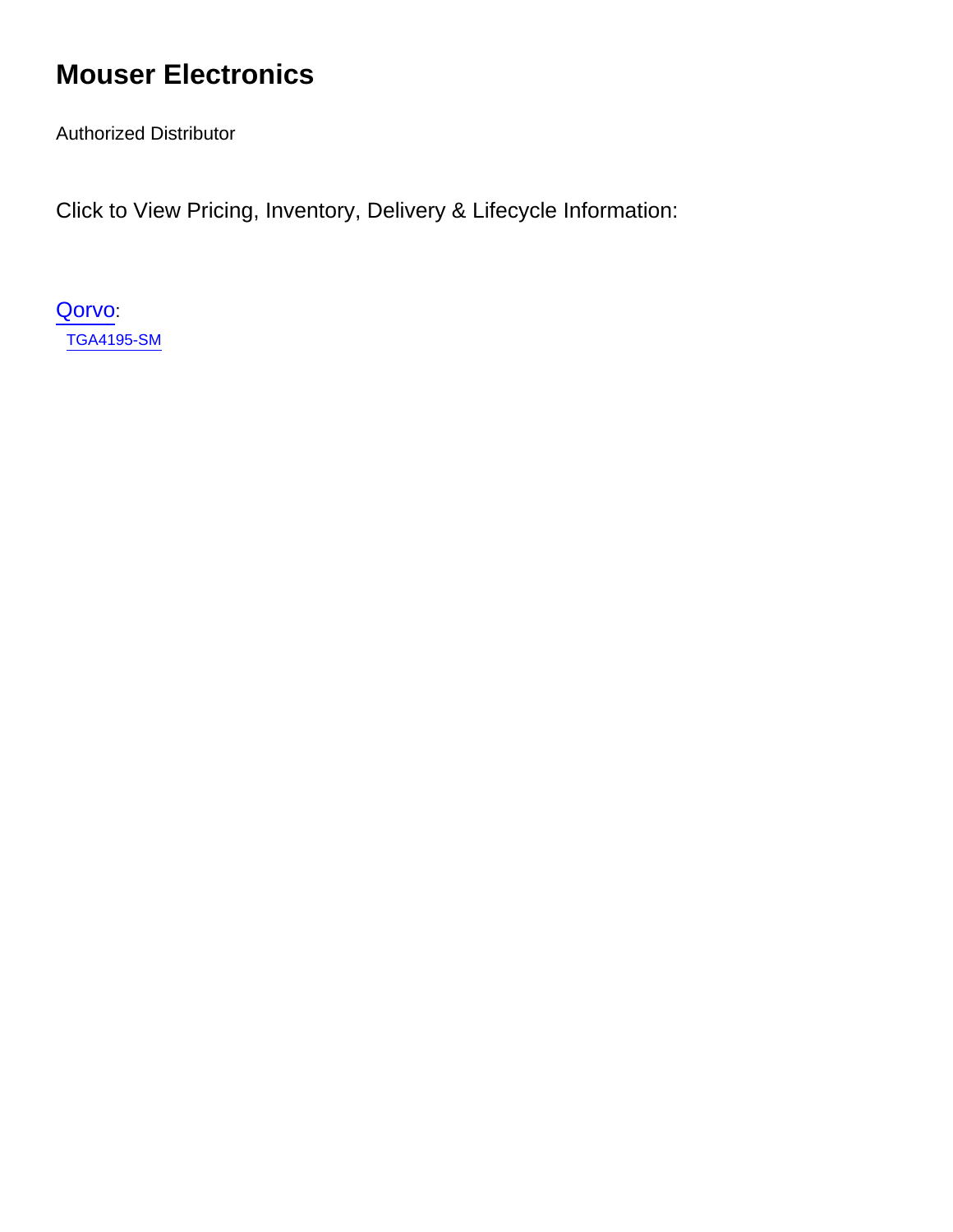# Mouser Electronics

Authorized Distributor

Click to View Pricing, Inventory, Delivery & Lifecycle Information:

Qorvo:

TGA4195-SM